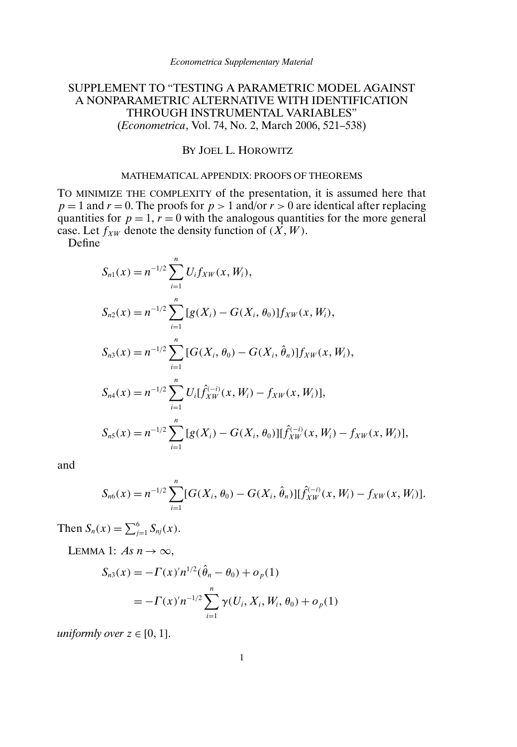# SUPPLEMENT TO "TESTING A PARAMETRIC MODEL AGAINST A NONPARAMETRIC ALTERNATIVE WITH IDENTIFICATION THROUGH INSTRUMENTAL VARIABLES"

(*Econometrica*, Vol. 74, No. 2, March 2006, 521–538)

BY JOEL L. HOROWITZ

## MATHEMATICAL APPENDIX: PROOFS OF THEOREMS

TO MINIMIZE THE COMPLEXITY of the presentation, it is assumed here that $p = 1$ and $r = 0$. The proofs for $p > 1$ and/or $r > 0$ are identical after replacing quantities for $p = 1$, $r = 0$ with the analogous quantities for the more general case. Let $f_{XW}$ denote the density function of $(X, W)$.

Define

$$S_{n1}(x) = n^{-1/2} \sum_{i=1}^{n} U_i f_{XW}(x, W_i),$$

$$S_{n2}(x) = n^{-1/2} \sum_{i=1}^{n} [g(X_i) - G(X_i, \theta_0)] f_{XW}(x, W_i),$$

$$S_{n3}(x) = n^{-1/2} \sum_{i=1}^{n} [G(X_i, \theta_0) - G(X_i, \hat{\theta}_n)] f_{XW}(x, W_i),$$

$$S_{n4}(x) = n^{-1/2} \sum_{i=1}^{n} U_i [\hat{f}_{XW}^{(-i)}(x, W_i) - f_{XW}(x, W_i)],$$

$$S_{n5}(x) = n^{-1/2} \sum_{i=1}^{n} [g(X_i) - G(X_i, \theta_0)][\hat{f}_{XW}^{(-i)}(x, W_i) - f_{XW}(x, W_i)],$$

and

$$S_{n6}(x) = n^{-1/2} \sum_{i=1}^{n} [G(X_i, \theta_0) - G(X_i, \hat{\theta}_n)][\hat{f}_{XW}^{(-i)}(x, W_i) - f_{XW}(x, W_i)].$$

Then $S_n(x) = \sum_{j=1}^{6} S_{nj}(x)$.

LEMMA 1: *As* $n \to \infty$,

$$\begin{aligned} S_{n3}(x) &= -\Gamma(x)' n^{1/2}(\hat{\theta}_n - \theta_0) + o_p(1) \\ &= -\Gamma(x)' n^{-1/2} \sum_{i=1}^{n} \gamma(U_i, X_i, W_i, \theta_0) + o_p(1) \end{aligned}$$

*uniformly over* $z \in [0, 1]$.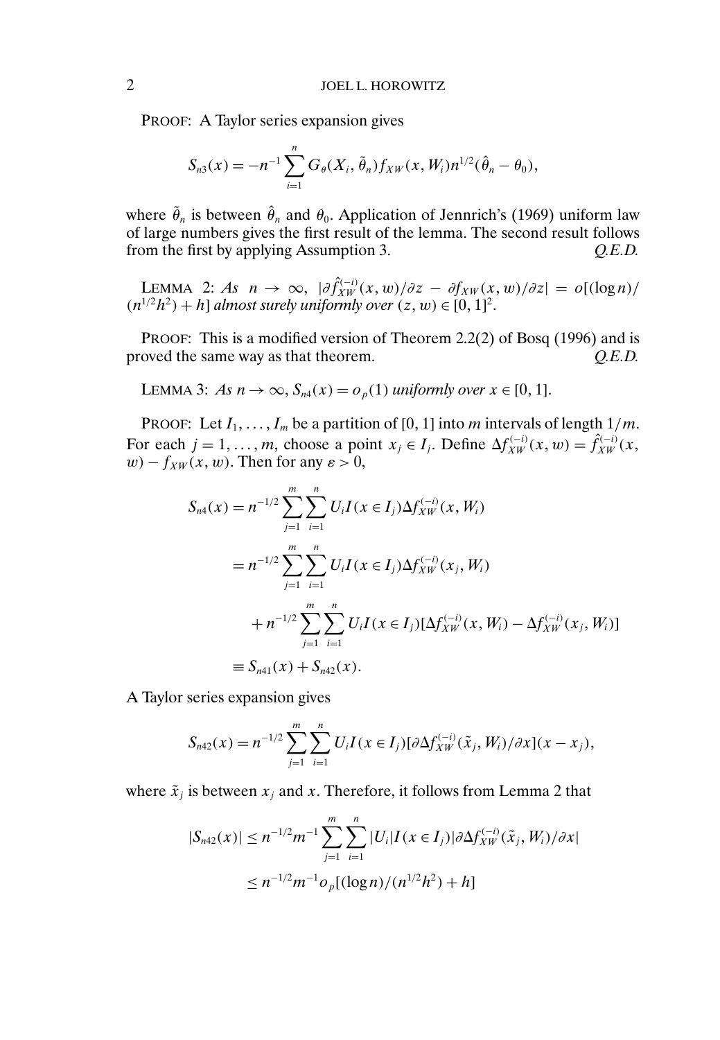PROOF: A Taylor series expansion gives

$$S_{n3}(x) = -n^{-1}\sum_{i=1}^{n} G_\theta(X_i, \tilde{\theta}_n) f_{XW}(x, W_i) n^{1/2}(\hat{\theta}_n - \theta_0),$$

where $\tilde{\theta}_n$ is between $\hat{\theta}_n$ and $\theta_0$. Application of Jennrich's (1969) uniform law of large numbers gives the first result of the lemma. The second result follows from the first by applying Assumption 3. *Q.E.D.*

LEMMA 2: *As* $n \to \infty$, $|\partial \hat{f}_{XW}^{(-i)}(x, w)/\partial z - \partial f_{XW}(x, w)/\partial z| = o[(\log n)/(n^{1/2}h^2) + h]$ *almost surely uniformly over* $(z, w) \in [0, 1]^2$.

PROOF: This is a modified version of Theorem 2.2(2) of Bosq (1996) and is proved the same way as that theorem. *Q.E.D.*

LEMMA 3: *As* $n \to \infty$, $S_{n4}(x) = o_p(1)$ *uniformly over* $x \in [0, 1]$.

PROOF: Let $I_1, \ldots, I_m$ be a partition of $[0, 1]$ into $m$ intervals of length $1/m$. For each $j = 1, \ldots, m$, choose a point $x_j \in I_j$. Define $\Delta f_{XW}^{(-i)}(x, w) = \hat{f}_{XW}^{(-i)}(x, w) - f_{XW}(x, w)$. Then for any $\varepsilon > 0$,

$$\begin{aligned}
S_{n4}(x) &= n^{-1/2}\sum_{j=1}^{m}\sum_{i=1}^{n} U_i I(x \in I_j)\Delta f_{XW}^{(-i)}(x, W_i) \\
&= n^{-1/2}\sum_{j=1}^{m}\sum_{i=1}^{n} U_i I(x \in I_j)\Delta f_{XW}^{(-i)}(x_j, W_i) \\
&\quad + n^{-1/2}\sum_{j=1}^{m}\sum_{i=1}^{n} U_i I(x \in I_j)[\Delta f_{XW}^{(-i)}(x, W_i) - \Delta f_{XW}^{(-i)}(x_j, W_i)] \\
&\equiv S_{n41}(x) + S_{n42}(x).
\end{aligned}$$

A Taylor series expansion gives

$$S_{n42}(x) = n^{-1/2}\sum_{j=1}^{m}\sum_{i=1}^{n} U_i I(x \in I_j)[\partial \Delta f_{XW}^{(-i)}(\tilde{x}_j, W_i)/\partial x](x - x_j),$$

where $\tilde{x}_j$ is between $x_j$ and $x$. Therefore, it follows from Lemma 2 that

$$\begin{aligned}
|S_{n42}(x)| &\le n^{-1/2}m^{-1}\sum_{j=1}^{m}\sum_{i=1}^{n} |U_i| I(x \in I_j)|\partial \Delta f_{XW}^{(-i)}(\tilde{x}_j, W_i)/\partial x| \\
&\le n^{-1/2}m^{-1}o_p[(\log n)/(n^{1/2}h^2) + h]
\end{aligned}$$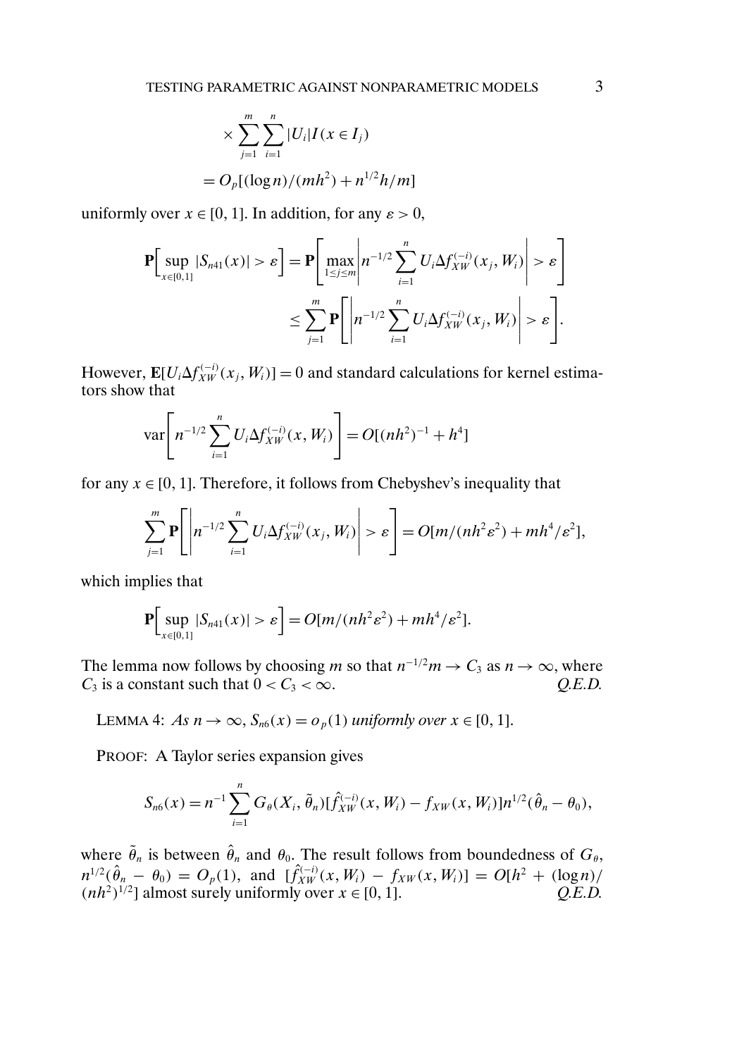$$\times \sum_{j=1}^{m} \sum_{i=1}^{n} |U_i| I(x \in I_j)$$

$$= O_p[(\log n)/(mh^2) + n^{1/2}h/m]$$

uniformly over $x \in [0, 1]$. In addition, for any $\varepsilon > 0$,

$$\mathbf{P}\Big[\sup_{x\in[0,1]} |S_{n41}(x)| > \varepsilon\Big] = \mathbf{P}\left[\max_{1\le j\le m}\left|n^{-1/2}\sum_{i=1}^{n} U_i \Delta f_{XW}^{(-i)}(x_j, W_i)\right| > \varepsilon\right]$$

$$\le \sum_{j=1}^{m} \mathbf{P}\left[\left|n^{-1/2}\sum_{i=1}^{n} U_i \Delta f_{XW}^{(-i)}(x_j, W_i)\right| > \varepsilon\right].$$

However, $\mathbf{E}[U_i \Delta f_{XW}^{(-i)}(x_j, W_i)] = 0$ and standard calculations for kernel estimators show that

$$\operatorname{var}\left[n^{-1/2}\sum_{i=1}^{n} U_i \Delta f_{XW}^{(-i)}(x, W_i)\right] = O[(nh^2)^{-1} + h^4]$$

for any $x \in [0, 1]$. Therefore, it follows from Chebyshev's inequality that

$$\sum_{j=1}^{m} \mathbf{P}\left[\left|n^{-1/2}\sum_{i=1}^{n} U_i \Delta f_{XW}^{(-i)}(x_j, W_i)\right| > \varepsilon\right] = O[m/(nh^2\varepsilon^2) + mh^4/\varepsilon^2],$$

which implies that

$$\mathbf{P}\Big[\sup_{x\in[0,1]} |S_{n41}(x)| > \varepsilon\Big] = O[m/(nh^2\varepsilon^2) + mh^4/\varepsilon^2].$$

The lemma now follows by choosing $m$ so that $n^{-1/2}m \to C_3$ as $n \to \infty$, where $C_3$ is a constant such that $0 < C_3 < \infty$. *Q.E.D.*

LEMMA 4: *As $n \to \infty$, $S_{n6}(x) = o_p(1)$ uniformly over $x \in [0, 1]$.*

PROOF: A Taylor series expansion gives

$$S_{n6}(x) = n^{-1}\sum_{i=1}^{n} G_\theta(X_i, \tilde{\theta}_n)[\hat{f}_{XW}^{(-i)}(x, W_i) - f_{XW}(x, W_i)]n^{1/2}(\hat{\theta}_n - \theta_0),$$

where $\tilde{\theta}_n$ is between $\hat{\theta}_n$ and $\theta_0$. The result follows from boundedness of $G_\theta$, $n^{1/2}(\hat{\theta}_n - \theta_0) = O_p(1)$, and $[\hat{f}_{XW}^{(-i)}(x, W_i) - f_{XW}(x, W_i)] = O[h^2 + (\log n)/(nh^2)^{1/2}]$ almost surely uniformly over $x \in [0, 1]$. *Q.E.D.*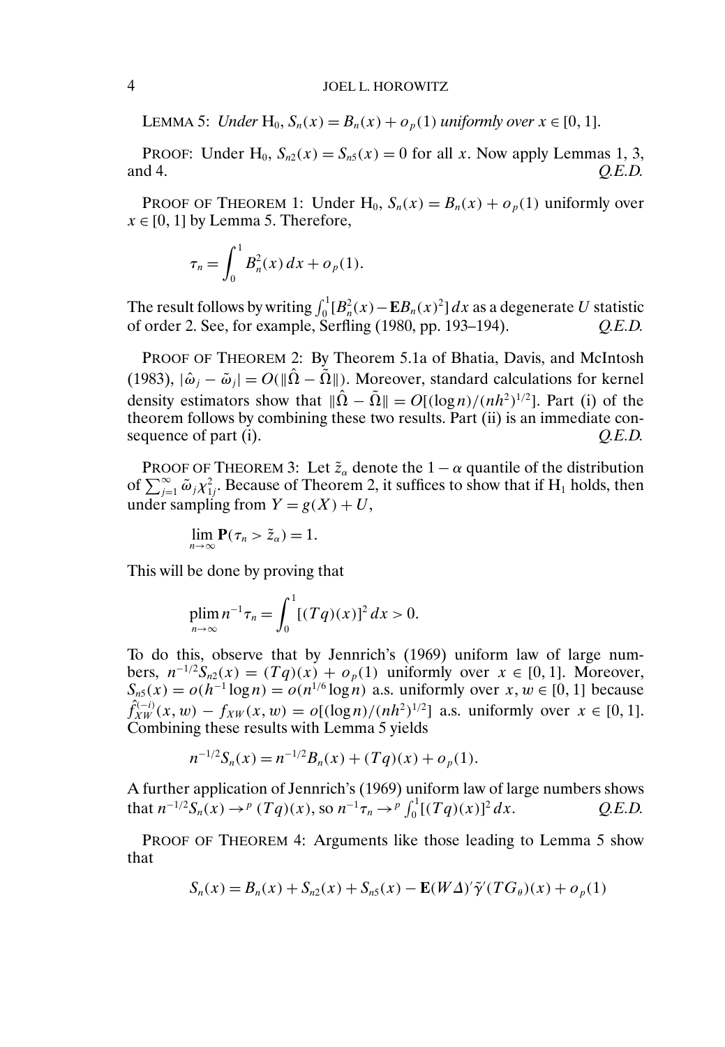LEMMA 5: *Under* $\mathrm{H}_0$, $S_n(x) = B_n(x) + o_p(1)$ *uniformly over* $x \in [0, 1]$.

PROOF: Under $\mathrm{H}_0$, $S_{n2}(x) = S_{n5}(x) = 0$ for all $x$. Now apply Lemmas 1, 3, and 4. *Q.E.D.*

PROOF OF THEOREM 1: Under $\mathrm{H}_0$, $S_n(x) = B_n(x) + o_p(1)$ uniformly over $x \in [0, 1]$ by Lemma 5. Therefore,

$$\tau_n = \int_0^1 B_n^2(x)\, dx + o_p(1).$$

The result follows by writing $\int_0^1 [B_n^2(x) - \mathbf{E}B_n(x)^2]\, dx$ as a degenerate $U$ statistic of order 2. See, for example, Serfling (1980, pp. 193–194). *Q.E.D.*

PROOF OF THEOREM 2: By Theorem 5.1a of Bhatia, Davis, and McIntosh (1983), $|\hat{\omega}_j - \tilde{\omega}_j| = O(\|\hat{\Omega} - \tilde{\Omega}\|)$. Moreover, standard calculations for kernel density estimators show that $\|\hat{\Omega} - \tilde{\Omega}\| = O[(\log n)/(nh^2)^{1/2}]$. Part (i) of the theorem follows by combining these two results. Part (ii) is an immediate consequence of part (i). *Q.E.D.*

PROOF OF THEOREM 3: Let $\tilde{z}_\alpha$ denote the $1 - \alpha$ quantile of the distribution of $\sum_{j=1}^{\infty} \tilde{\omega}_j \chi_{1j}^2$. Because of Theorem 2, it suffices to show that if $\mathrm{H}_1$ holds, then under sampling from $Y = g(X) + U$,

$$\lim_{n\to\infty} \mathbf{P}(\tau_n > \tilde{z}_\alpha) = 1.$$

This will be done by proving that

$$\operatorname*{plim}_{n\to\infty} n^{-1}\tau_n = \int_0^1 [(Tq)(x)]^2\, dx > 0.$$

To do this, observe that by Jennrich's (1969) uniform law of large numbers, $n^{-1/2}S_{n2}(x) = (Tq)(x) + o_p(1)$ uniformly over $x \in [0, 1]$. Moreover, $S_{n5}(x) = o(h^{-1}\log n) = o(n^{1/6}\log n)$ a.s. uniformly over $x, w \in [0, 1]$ because $\hat{f}_{XW}^{(-i)}(x, w) - f_{XW}(x, w) = o[(\log n)/(nh^2)^{1/2}]$ a.s. uniformly over $x \in [0, 1]$. Combining these results with Lemma 5 yields

$$n^{-1/2}S_n(x) = n^{-1/2}B_n(x) + (Tq)(x) + o_p(1).$$

A further application of Jennrich's (1969) uniform law of large numbers shows that $n^{-1/2}S_n(x) \to^p (Tq)(x)$, so $n^{-1}\tau_n \to^p \int_0^1 [(Tq)(x)]^2\, dx$. *Q.E.D.*

PROOF OF THEOREM 4: Arguments like those leading to Lemma 5 show that

$$S_n(x) = B_n(x) + S_{n2}(x) + S_{n5}(x) - \mathbf{E}(W\Delta)'\tilde{\gamma}'(TG_\theta)(x) + o_p(1)$$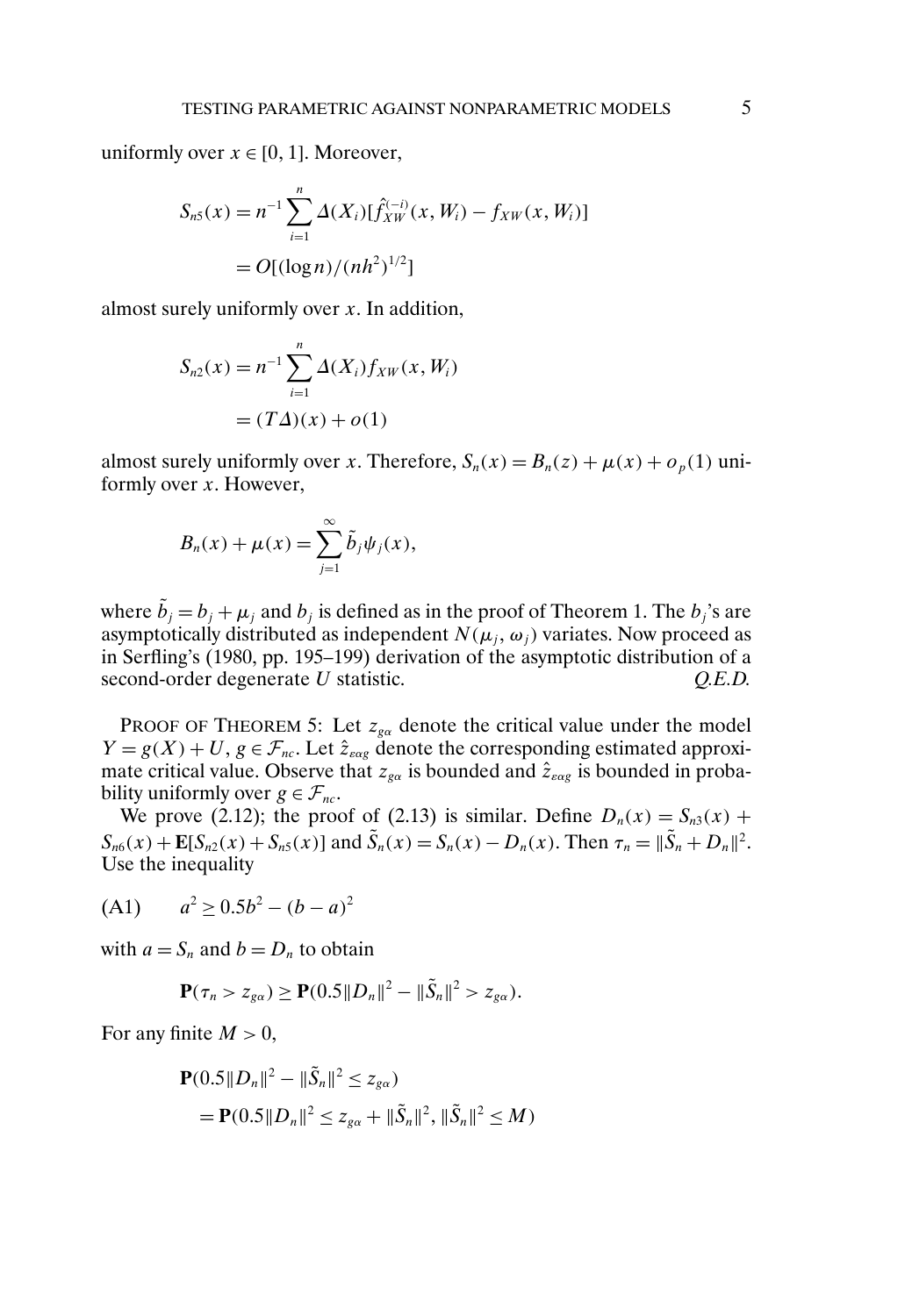uniformly over $x \in [0, 1]$. Moreover,

$$S_{n5}(x) = n^{-1} \sum_{i=1}^{n} \Delta(X_i)[\hat{f}_{XW}^{(-i)}(x, W_i) - f_{XW}(x, W_i)]$$
$$= O[(\log n)/(nh^2)^{1/2}]$$

almost surely uniformly over $x$. In addition,

$$S_{n2}(x) = n^{-1} \sum_{i=1}^{n} \Delta(X_i) f_{XW}(x, W_i)$$
$$= (T\Delta)(x) + o(1)$$

almost surely uniformly over $x$. Therefore, $S_n(x) = B_n(z) + \mu(x) + o_p(1)$ uniformly over $x$. However,

$$B_n(x) + \mu(x) = \sum_{j=1}^{\infty} \tilde{b}_j \psi_j(x),$$

where $\tilde{b}_j = b_j + \mu_j$ and $b_j$ is defined as in the proof of Theorem 1. The $b_j$'s are asymptotically distributed as independent $N(\mu_j, \omega_j)$ variates. Now proceed as in Serfling's (1980, pp. 195–199) derivation of the asymptotic distribution of a second-order degenerate $U$ statistic. *Q.E.D.*

PROOF OF THEOREM 5: Let $z_{g\alpha}$ denote the critical value under the model $Y = g(X) + U$, $g \in \mathcal{F}_{nc}$. Let $\hat{z}_{\varepsilon\alpha g}$ denote the corresponding estimated approximate critical value. Observe that $z_{g\alpha}$ is bounded and $\hat{z}_{\varepsilon\alpha g}$ is bounded in probability uniformly over $g \in \mathcal{F}_{nc}$.

We prove (2.12); the proof of (2.13) is similar. Define $D_n(x) = S_{n3}(x) + S_{n6}(x) + \mathbf{E}[S_{n2}(x) + S_{n5}(x)]$ and $\tilde{S}_n(x) = S_n(x) - D_n(x)$. Then $\tau_n = \|\tilde{S}_n + D_n\|^2$. Use the inequality

$$\text{(A1)} \qquad a^2 \geq 0.5b^2 - (b - a)^2$$

with $a = S_n$ and $b = D_n$ to obtain

$$\mathbf{P}(\tau_n > z_{g\alpha}) \geq \mathbf{P}(0.5\|D_n\|^2 - \|\tilde{S}_n\|^2 > z_{g\alpha}).$$

For any finite $M > 0$,

$$\mathbf{P}(0.5\|D_n\|^2 - \|\tilde{S}_n\|^2 \leq z_{g\alpha})$$
$$= \mathbf{P}(0.5\|D_n\|^2 \leq z_{g\alpha} + \|\tilde{S}_n\|^2, \|\tilde{S}_n\|^2 \leq M)$$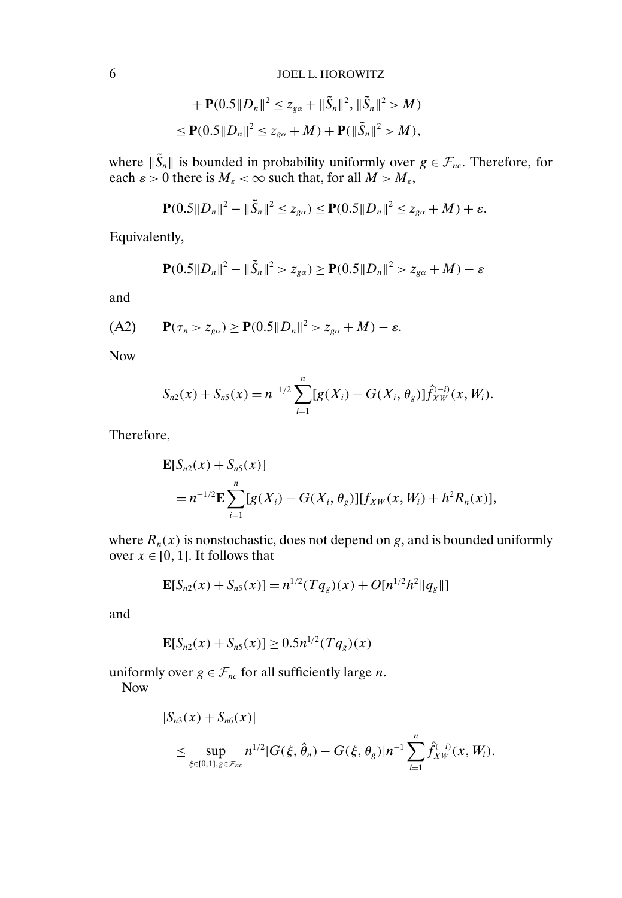$$+ \mathbf{P}(0.5\|D_n\|^2 \leq z_{g\alpha} + \|\tilde{S}_n\|^2, \|\tilde{S}_n\|^2 > M)$$
$$\leq \mathbf{P}(0.5\|D_n\|^2 \leq z_{g\alpha} + M) + \mathbf{P}(\|\tilde{S}_n\|^2 > M),$$

where $\|\tilde{S}_n\|$ is bounded in probability uniformly over $g \in \mathcal{F}_{nc}$. Therefore, for each $\varepsilon > 0$ there is $M_\varepsilon < \infty$ such that, for all $M > M_\varepsilon$,

$$\mathbf{P}(0.5\|D_n\|^2 - \|\tilde{S}_n\|^2 \leq z_{g\alpha}) \leq \mathbf{P}(0.5\|D_n\|^2 \leq z_{g\alpha} + M) + \varepsilon.$$

Equivalently,

$$\mathbf{P}(0.5\|D_n\|^2 - \|\tilde{S}_n\|^2 > z_{g\alpha}) \geq \mathbf{P}(0.5\|D_n\|^2 > z_{g\alpha} + M) - \varepsilon$$

and

$$\text{(A2)} \qquad \mathbf{P}(\tau_n > z_{g\alpha}) \geq \mathbf{P}(0.5\|D_n\|^2 > z_{g\alpha} + M) - \varepsilon.$$

Now

$$S_{n2}(x) + S_{n5}(x) = n^{-1/2} \sum_{i=1}^{n} [g(X_i) - G(X_i, \theta_g)] \hat{f}_{XW}^{(-i)}(x, W_i).$$

Therefore,

$$\mathbf{E}[S_{n2}(x) + S_{n5}(x)]$$
$$= n^{-1/2} \mathbf{E} \sum_{i=1}^{n} [g(X_i) - G(X_i, \theta_g)][f_{XW}(x, W_i) + h^2 R_n(x)],$$

where $R_n(x)$ is nonstochastic, does not depend on $g$, and is bounded uniformly over $x \in [0, 1]$. It follows that

$$\mathbf{E}[S_{n2}(x) + S_{n5}(x)] = n^{1/2}(Tq_g)(x) + O[n^{1/2}h^2\|q_g\|]$$

and

$$\mathbf{E}[S_{n2}(x) + S_{n5}(x)] \geq 0.5 n^{1/2}(Tq_g)(x)$$

uniformly over $g \in \mathcal{F}_{nc}$ for all sufficiently large $n$.

Now

$$|S_{n3}(x) + S_{n6}(x)|$$
$$\leq \sup_{\xi \in [0,1], g \in \mathcal{F}_{nc}} n^{1/2} |G(\xi, \hat{\theta}_n) - G(\xi, \theta_g)| n^{-1} \sum_{i=1}^{n} \hat{f}_{XW}^{(-i)}(x, W_i).$$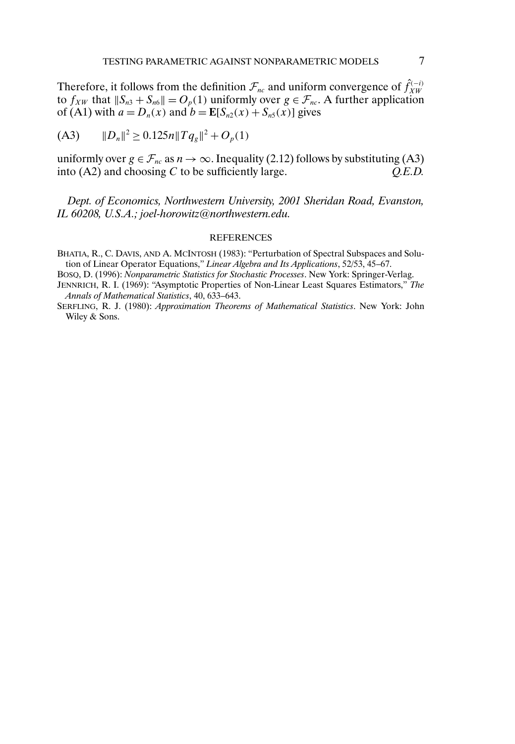Therefore, it follows from the definition $\mathcal{F}_{nc}$ and uniform convergence of $\hat{f}_{XW}^{(-i)}$ to $f_{XW}$ that $\|S_{n3} + S_{n6}\| = O_p(1)$ uniformly over $g \in \mathcal{F}_{nc}$. A further application of (A1) with $a = D_n(x)$ and $b = \mathbf{E}[S_{n2}(x) + S_{n5}(x)]$ gives

$$\text{(A3)} \qquad \|D_n\|^2 \geq 0.125n\|Tq_g\|^2 + O_p(1)$$

uniformly over $g \in \mathcal{F}_{nc}$ as $n \to \infty$. Inequality (2.12) follows by substituting (A3) into (A2) and choosing $C$ to be sufficiently large. *Q.E.D.*

*Dept. of Economics, Northwestern University, 2001 Sheridan Road, Evanston, IL 60208, U.S.A.; joel-horowitz@northwestern.edu.*

## REFERENCES

BHATIA, R., C. DAVIS, AND A. MCINTOSH (1983): "Perturbation of Spectral Subspaces and Solution of Linear Operator Equations," *Linear Algebra and Its Applications*, 52/53, 45–67.

BOSQ, D. (1996): *Nonparametric Statistics for Stochastic Processes*. New York: Springer-Verlag.

JENNRICH, R. I. (1969): "Asymptotic Properties of Non-Linear Least Squares Estimators," *The Annals of Mathematical Statistics*, 40, 633–643.

SERFLING, R. J. (1980): *Approximation Theorems of Mathematical Statistics*. New York: John Wiley & Sons.